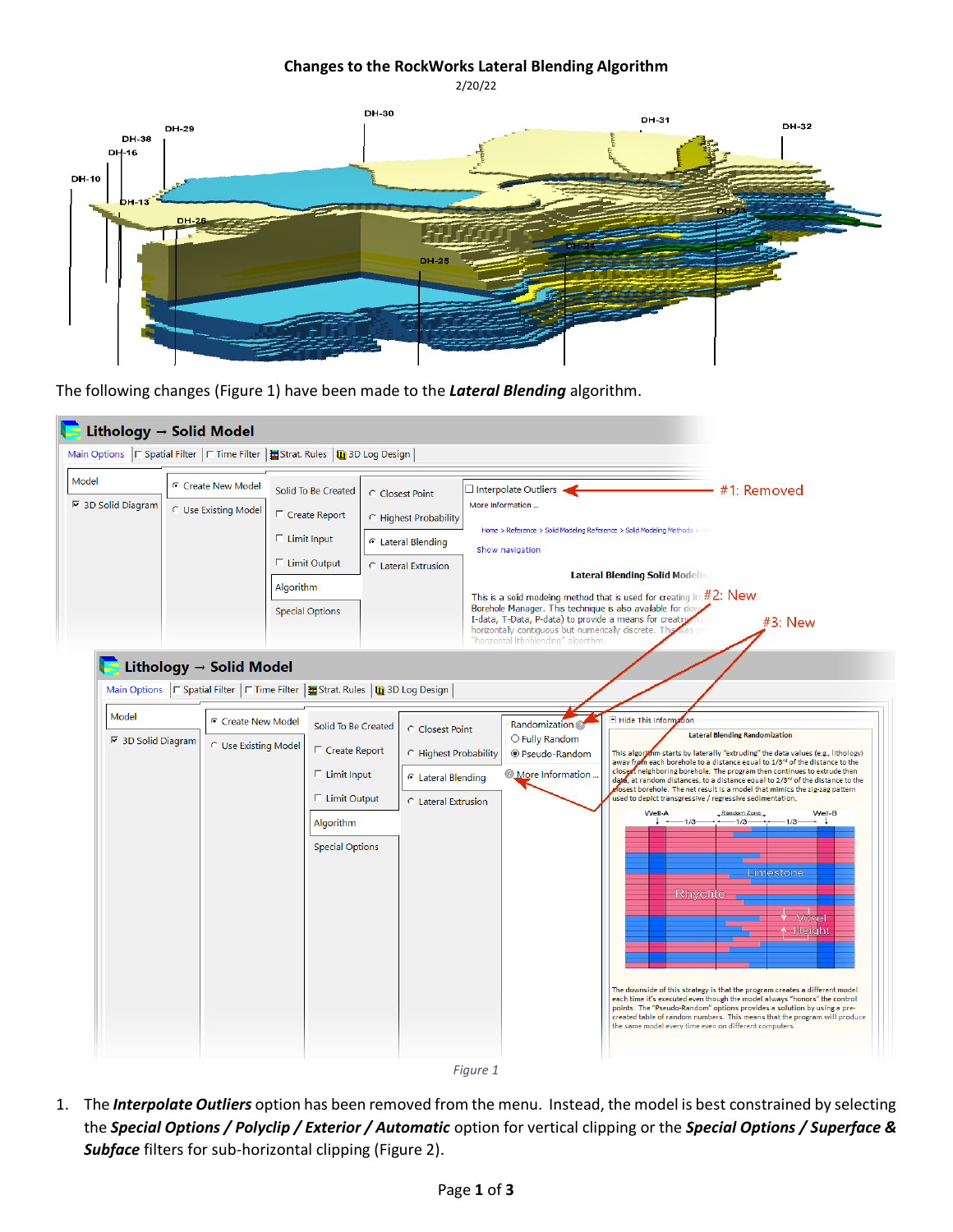# Changes to the RockWorks Lateral Blending Algorithm

2/20/22

The following changes (Figure 1) have been made to the ***Lateral Blending*** algorithm.

Figure 1

1. The ***Interpolate Outliers*** option has been removed from the menu. Instead, the model is best constrained by selecting the ***Special Options / Polyclip / Exterior / Automatic*** option for vertical clipping or the ***Special Options / Superface & Subface*** filters for sub-horizontal clipping (Figure 2).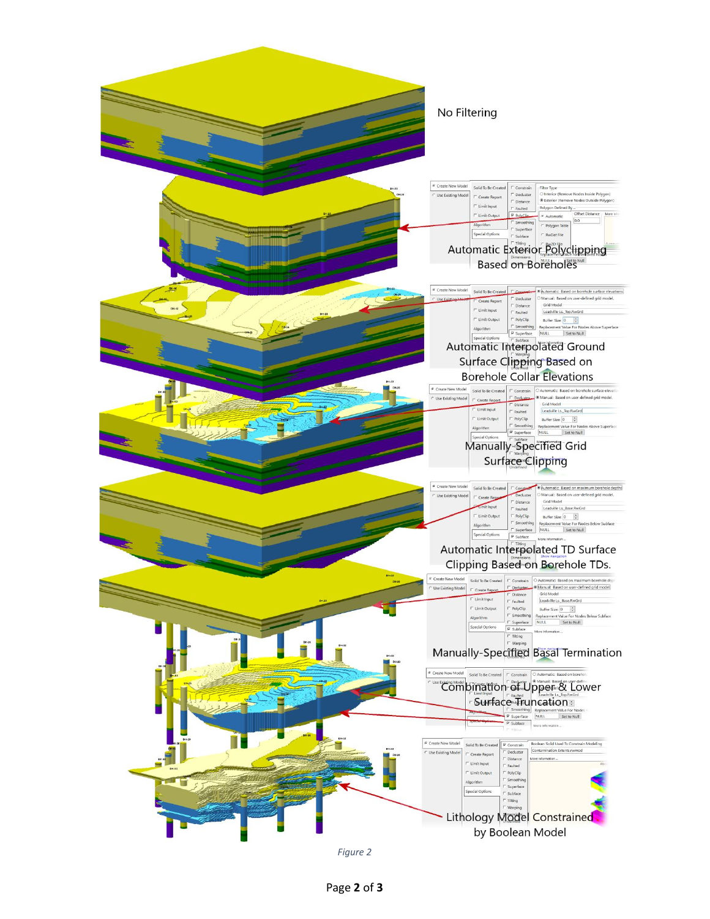No Filtering

Automatic Exterior Polyclipping Based on Boreholes

Automatic Interpolated Ground Surface Clipping Based on Borehole Collar Elevations

Manually-Specified Grid Surface Clipping

Automatic Interpolated TD Surface Clipping Based on Borehole TDs.

Manually-Specified Basal Termination

Combination of Upper & Lower Surface Truncation

Lithology Model Constrained by Boolean Model

*Figure 2*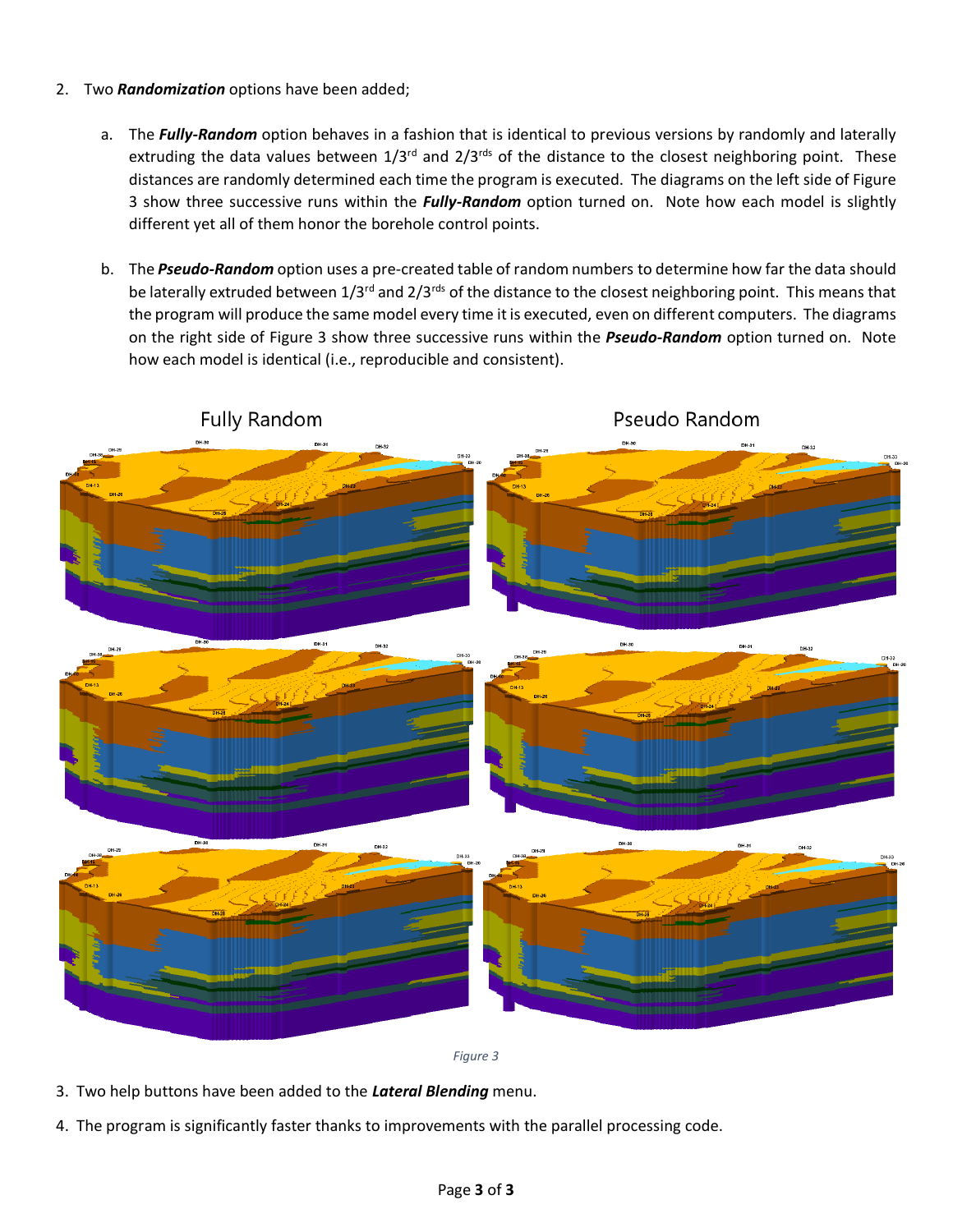2. Two ***Randomization*** options have been added;

   a. The ***Fully-Random*** option behaves in a fashion that is identical to previous versions by randomly and laterally extruding the data values between 1/3[rd] and 2/3[rds] of the distance to the closest neighboring point. These distances are randomly determined each time the program is executed. The diagrams on the left side of Figure 3 show three successive runs within the ***Fully-Random*** option turned on. Note how each model is slightly different yet all of them honor the borehole control points.

   b. The ***Pseudo-Random*** option uses a pre-created table of random numbers to determine how far the data should be laterally extruded between 1/3[rd] and 2/3[rds] of the distance to the closest neighboring point. This means that the program will produce the same model every time it is executed, even on different computers. The diagrams on the right side of Figure 3 show three successive runs within the ***Pseudo-Random*** option turned on. Note how each model is identical (i.e., reproducible and consistent).

Fully Random

Pseudo Random

*Figure 3*

3. Two help buttons have been added to the ***Lateral Blending*** menu.
4. The program is significantly faster thanks to improvements with the parallel processing code.